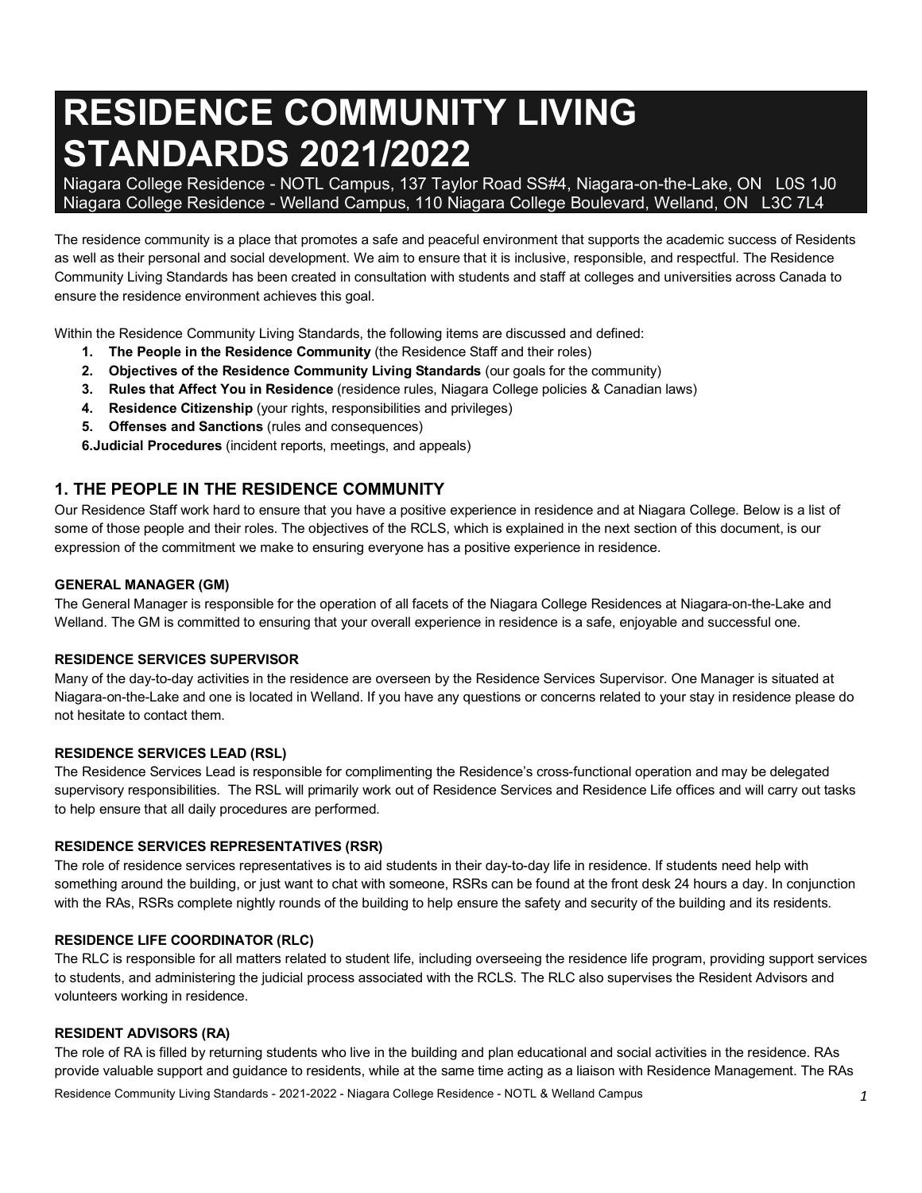# RESIDENCE COMMUNITY LIVING STANDARDS 2021/2022

Niagara College Residence - NOTL Campus, 137 Taylor Road SS#4, Niagara-on-the-Lake, ON L0S 1J0
Niagara College Residence - Welland Campus, 110 Niagara College Boulevard, Welland, ON L3C 7L4

The residence community is a place that promotes a safe and peaceful environment that supports the academic success of Residents as well as their personal and social development. We aim to ensure that it is inclusive, responsible, and respectful. The Residence Community Living Standards has been created in consultation with students and staff at colleges and universities across Canada to ensure the residence environment achieves this goal.

Within the Residence Community Living Standards, the following items are discussed and defined:

1. **The People in the Residence Community** (the Residence Staff and their roles)
2. **Objectives of the Residence Community Living Standards** (our goals for the community)
3. **Rules that Affect You in Residence** (residence rules, Niagara College policies & Canadian laws)
4. **Residence Citizenship** (your rights, responsibilities and privileges)
5. **Offenses and Sanctions** (rules and consequences)
6. **Judicial Procedures** (incident reports, meetings, and appeals)

## 1. THE PEOPLE IN THE RESIDENCE COMMUNITY

Our Residence Staff work hard to ensure that you have a positive experience in residence and at Niagara College. Below is a list of some of those people and their roles. The objectives of the RCLS, which is explained in the next section of this document, is our expression of the commitment we make to ensuring everyone has a positive experience in residence.

### GENERAL MANAGER (GM)

The General Manager is responsible for the operation of all facets of the Niagara College Residences at Niagara-on-the-Lake and Welland. The GM is committed to ensuring that your overall experience in residence is a safe, enjoyable and successful one.

### RESIDENCE SERVICES SUPERVISOR

Many of the day-to-day activities in the residence are overseen by the Residence Services Supervisor. One Manager is situated at Niagara-on-the-Lake and one is located in Welland. If you have any questions or concerns related to your stay in residence please do not hesitate to contact them.

### RESIDENCE SERVICES LEAD (RSL)

The Residence Services Lead is responsible for complimenting the Residence's cross-functional operation and may be delegated supervisory responsibilities. The RSL will primarily work out of Residence Services and Residence Life offices and will carry out tasks to help ensure that all daily procedures are performed.

### RESIDENCE SERVICES REPRESENTATIVES (RSR)

The role of residence services representatives is to aid students in their day-to-day life in residence. If students need help with something around the building, or just want to chat with someone, RSRs can be found at the front desk 24 hours a day. In conjunction with the RAs, RSRs complete nightly rounds of the building to help ensure the safety and security of the building and its residents.

### RESIDENCE LIFE COORDINATOR (RLC)

The RLC is responsible for all matters related to student life, including overseeing the residence life program, providing support services to students, and administering the judicial process associated with the RCLS. The RLC also supervises the Resident Advisors and volunteers working in residence.

### RESIDENT ADVISORS (RA)

The role of RA is filled by returning students who live in the building and plan educational and social activities in the residence. RAs provide valuable support and guidance to residents, while at the same time acting as a liaison with Residence Management. The RAs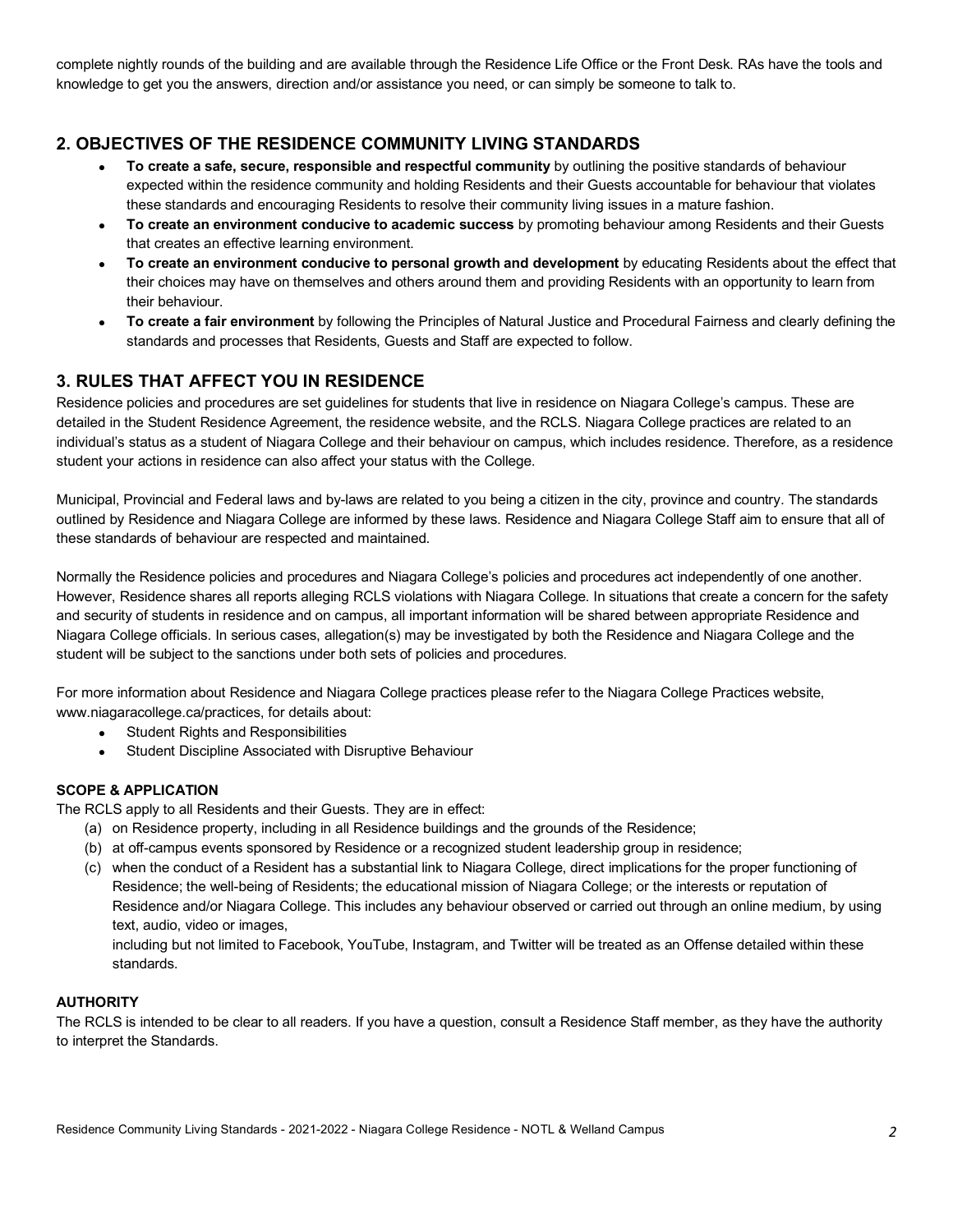complete nightly rounds of the building and are available through the Residence Life Office or the Front Desk. RAs have the tools and knowledge to get you the answers, direction and/or assistance you need, or can simply be someone to talk to.

## 2. OBJECTIVES OF THE RESIDENCE COMMUNITY LIVING STANDARDS

- **To create a safe, secure, responsible and respectful community** by outlining the positive standards of behaviour expected within the residence community and holding Residents and their Guests accountable for behaviour that violates these standards and encouraging Residents to resolve their community living issues in a mature fashion.
- **To create an environment conducive to academic success** by promoting behaviour among Residents and their Guests that creates an effective learning environment.
- **To create an environment conducive to personal growth and development** by educating Residents about the effect that their choices may have on themselves and others around them and providing Residents with an opportunity to learn from their behaviour.
- **To create a fair environment** by following the Principles of Natural Justice and Procedural Fairness and clearly defining the standards and processes that Residents, Guests and Staff are expected to follow.

## 3. RULES THAT AFFECT YOU IN RESIDENCE

Residence policies and procedures are set guidelines for students that live in residence on Niagara College's campus. These are detailed in the Student Residence Agreement, the residence website, and the RCLS. Niagara College practices are related to an individual's status as a student of Niagara College and their behaviour on campus, which includes residence. Therefore, as a residence student your actions in residence can also affect your status with the College.

Municipal, Provincial and Federal laws and by-laws are related to you being a citizen in the city, province and country. The standards outlined by Residence and Niagara College are informed by these laws. Residence and Niagara College Staff aim to ensure that all of these standards of behaviour are respected and maintained.

Normally the Residence policies and procedures and Niagara College's policies and procedures act independently of one another. However, Residence shares all reports alleging RCLS violations with Niagara College. In situations that create a concern for the safety and security of students in residence and on campus, all important information will be shared between appropriate Residence and Niagara College officials. In serious cases, allegation(s) may be investigated by both the Residence and Niagara College and the student will be subject to the sanctions under both sets of policies and procedures.

For more information about Residence and Niagara College practices please refer to the Niagara College Practices website, www.niagaracollege.ca/practices, for details about:

- Student Rights and Responsibilities
- Student Discipline Associated with Disruptive Behaviour

### SCOPE & APPLICATION

The RCLS apply to all Residents and their Guests. They are in effect:

(a) on Residence property, including in all Residence buildings and the grounds of the Residence;

(b) at off-campus events sponsored by Residence or a recognized student leadership group in residence;

(c) when the conduct of a Resident has a substantial link to Niagara College, direct implications for the proper functioning of Residence; the well-being of Residents; the educational mission of Niagara College; or the interests or reputation of Residence and/or Niagara College. This includes any behaviour observed or carried out through an online medium, by using text, audio, video or images,
including but not limited to Facebook, YouTube, Instagram, and Twitter will be treated as an Offense detailed within these standards.

### AUTHORITY

The RCLS is intended to be clear to all readers. If you have a question, consult a Residence Staff member, as they have the authority to interpret the Standards.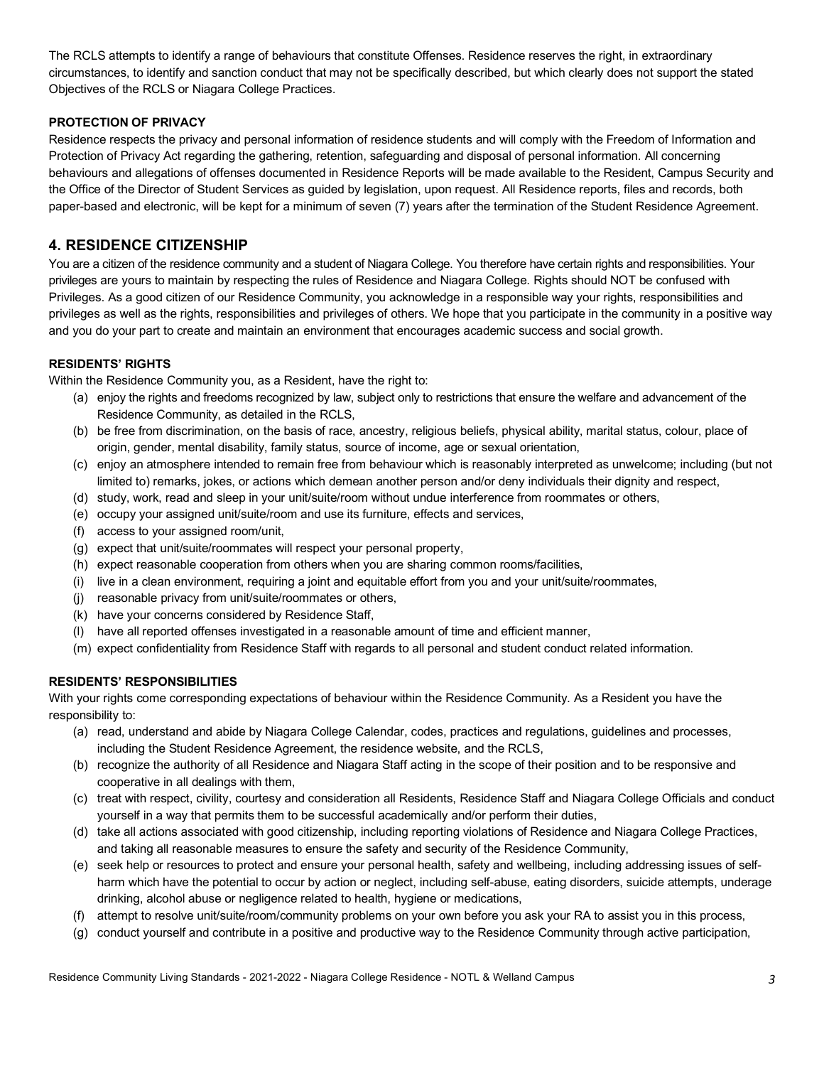The RCLS attempts to identify a range of behaviours that constitute Offenses. Residence reserves the right, in extraordinary circumstances, to identify and sanction conduct that may not be specifically described, but which clearly does not support the stated Objectives of the RCLS or Niagara College Practices.

**PROTECTION OF PRIVACY**

Residence respects the privacy and personal information of residence students and will comply with the Freedom of Information and Protection of Privacy Act regarding the gathering, retention, safeguarding and disposal of personal information. All concerning behaviours and allegations of offenses documented in Residence Reports will be made available to the Resident, Campus Security and the Office of the Director of Student Services as guided by legislation, upon request. All Residence reports, files and records, both paper-based and electronic, will be kept for a minimum of seven (7) years after the termination of the Student Residence Agreement.

## 4. RESIDENCE CITIZENSHIP

You are a citizen of the residence community and a student of Niagara College. You therefore have certain rights and responsibilities. Your privileges are yours to maintain by respecting the rules of Residence and Niagara College. Rights should NOT be confused with Privileges. As a good citizen of our Residence Community, you acknowledge in a responsible way your rights, responsibilities and privileges as well as the rights, responsibilities and privileges of others. We hope that you participate in the community in a positive way and you do your part to create and maintain an environment that encourages academic success and social growth.

**RESIDENTS' RIGHTS**

Within the Residence Community you, as a Resident, have the right to:

(a) enjoy the rights and freedoms recognized by law, subject only to restrictions that ensure the welfare and advancement of the Residence Community, as detailed in the RCLS,
(b) be free from discrimination, on the basis of race, ancestry, religious beliefs, physical ability, marital status, colour, place of origin, gender, mental disability, family status, source of income, age or sexual orientation,
(c) enjoy an atmosphere intended to remain free from behaviour which is reasonably interpreted as unwelcome; including (but not limited to) remarks, jokes, or actions which demean another person and/or deny individuals their dignity and respect,
(d) study, work, read and sleep in your unit/suite/room without undue interference from roommates or others,
(e) occupy your assigned unit/suite/room and use its furniture, effects and services,
(f) access to your assigned room/unit,
(g) expect that unit/suite/roommates will respect your personal property,
(h) expect reasonable cooperation from others when you are sharing common rooms/facilities,
(i) live in a clean environment, requiring a joint and equitable effort from you and your unit/suite/roommates,
(j) reasonable privacy from unit/suite/roommates or others,
(k) have your concerns considered by Residence Staff,
(l) have all reported offenses investigated in a reasonable amount of time and efficient manner,
(m) expect confidentiality from Residence Staff with regards to all personal and student conduct related information.

**RESIDENTS' RESPONSIBILITIES**

With your rights come corresponding expectations of behaviour within the Residence Community. As a Resident you have the responsibility to:

(a) read, understand and abide by Niagara College Calendar, codes, practices and regulations, guidelines and processes, including the Student Residence Agreement, the residence website, and the RCLS,
(b) recognize the authority of all Residence and Niagara Staff acting in the scope of their position and to be responsive and cooperative in all dealings with them,
(c) treat with respect, civility, courtesy and consideration all Residents, Residence Staff and Niagara College Officials and conduct yourself in a way that permits them to be successful academically and/or perform their duties,
(d) take all actions associated with good citizenship, including reporting violations of Residence and Niagara College Practices, and taking all reasonable measures to ensure the safety and security of the Residence Community,
(e) seek help or resources to protect and ensure your personal health, safety and wellbeing, including addressing issues of self-harm which have the potential to occur by action or neglect, including self-abuse, eating disorders, suicide attempts, underage drinking, alcohol abuse or negligence related to health, hygiene or medications,
(f) attempt to resolve unit/suite/room/community problems on your own before you ask your RA to assist you in this process,
(g) conduct yourself and contribute in a positive and productive way to the Residence Community through active participation,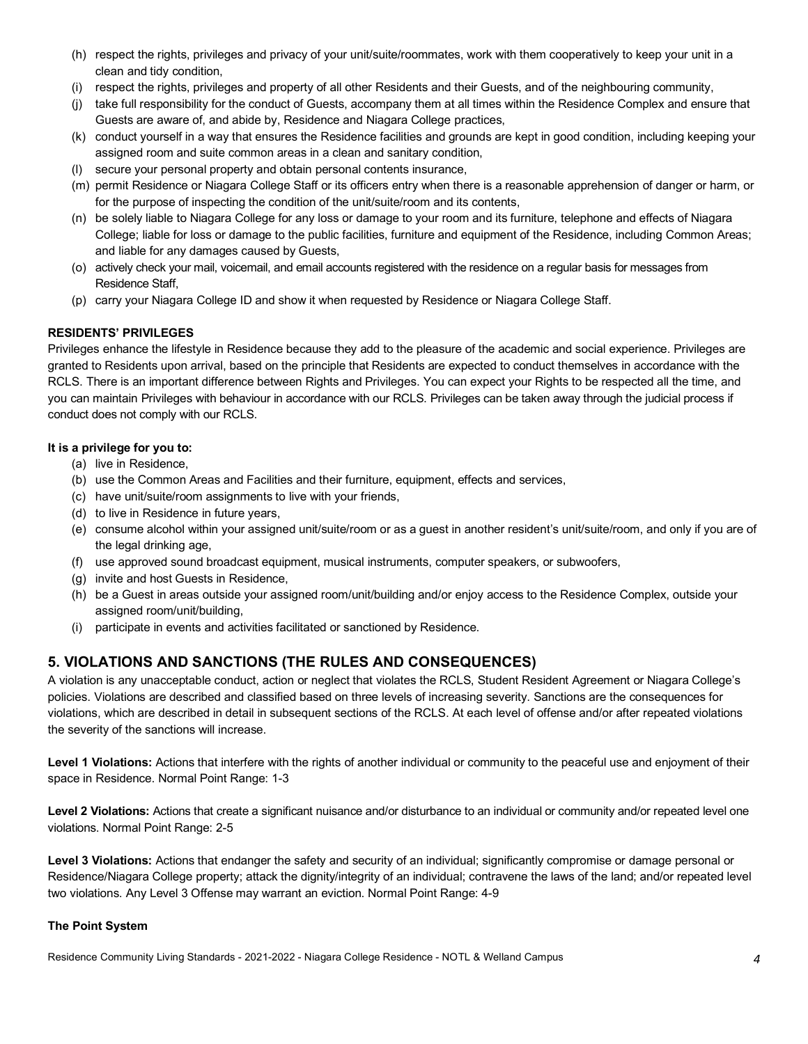(h) respect the rights, privileges and privacy of your unit/suite/roommates, work with them cooperatively to keep your unit in a clean and tidy condition,
(i) respect the rights, privileges and property of all other Residents and their Guests, and of the neighbouring community,
(j) take full responsibility for the conduct of Guests, accompany them at all times within the Residence Complex and ensure that Guests are aware of, and abide by, Residence and Niagara College practices,
(k) conduct yourself in a way that ensures the Residence facilities and grounds are kept in good condition, including keeping your assigned room and suite common areas in a clean and sanitary condition,
(l) secure your personal property and obtain personal contents insurance,
(m) permit Residence or Niagara College Staff or its officers entry when there is a reasonable apprehension of danger or harm, or for the purpose of inspecting the condition of the unit/suite/room and its contents,
(n) be solely liable to Niagara College for any loss or damage to your room and its furniture, telephone and effects of Niagara College; liable for loss or damage to the public facilities, furniture and equipment of the Residence, including Common Areas; and liable for any damages caused by Guests,
(o) actively check your mail, voicemail, and email accounts registered with the residence on a regular basis for messages from Residence Staff,
(p) carry your Niagara College ID and show it when requested by Residence or Niagara College Staff.

**RESIDENTS' PRIVILEGES**

Privileges enhance the lifestyle in Residence because they add to the pleasure of the academic and social experience. Privileges are granted to Residents upon arrival, based on the principle that Residents are expected to conduct themselves in accordance with the RCLS. There is an important difference between Rights and Privileges. You can expect your Rights to be respected all the time, and you can maintain Privileges with behaviour in accordance with our RCLS. Privileges can be taken away through the judicial process if conduct does not comply with our RCLS.

**It is a privilege for you to:**

(a) live in Residence,
(b) use the Common Areas and Facilities and their furniture, equipment, effects and services,
(c) have unit/suite/room assignments to live with your friends,
(d) to live in Residence in future years,
(e) consume alcohol within your assigned unit/suite/room or as a guest in another resident's unit/suite/room, and only if you are of the legal drinking age,
(f) use approved sound broadcast equipment, musical instruments, computer speakers, or subwoofers,
(g) invite and host Guests in Residence,
(h) be a Guest in areas outside your assigned room/unit/building and/or enjoy access to the Residence Complex, outside your assigned room/unit/building,
(i) participate in events and activities facilitated or sanctioned by Residence.

## 5. VIOLATIONS AND SANCTIONS (THE RULES AND CONSEQUENCES)

A violation is any unacceptable conduct, action or neglect that violates the RCLS, Student Resident Agreement or Niagara College's policies. Violations are described and classified based on three levels of increasing severity. Sanctions are the consequences for violations, which are described in detail in subsequent sections of the RCLS. At each level of offense and/or after repeated violations the severity of the sanctions will increase.

**Level 1 Violations:** Actions that interfere with the rights of another individual or community to the peaceful use and enjoyment of their space in Residence. Normal Point Range: 1-3

**Level 2 Violations:** Actions that create a significant nuisance and/or disturbance to an individual or community and/or repeated level one violations. Normal Point Range: 2-5

**Level 3 Violations:** Actions that endanger the safety and security of an individual; significantly compromise or damage personal or Residence/Niagara College property; attack the dignity/integrity of an individual; contravene the laws of the land; and/or repeated level two violations. Any Level 3 Offense may warrant an eviction. Normal Point Range: 4-9

**The Point System**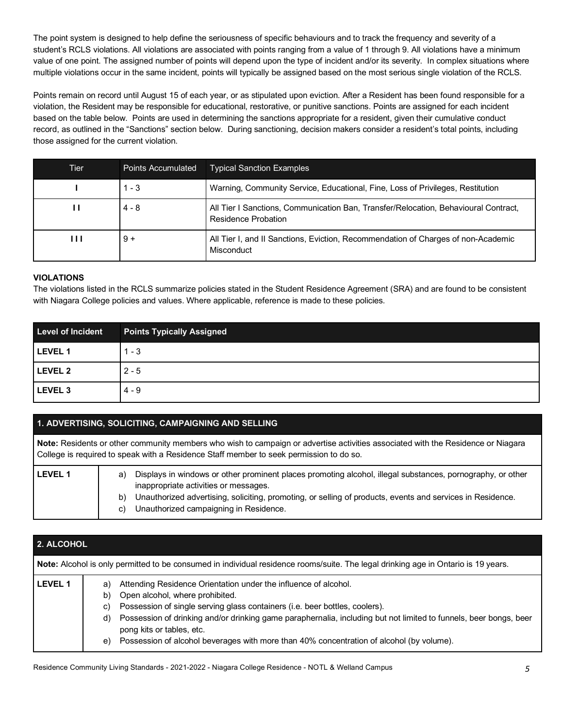The point system is designed to help define the seriousness of specific behaviours and to track the frequency and severity of a student's RCLS violations. All violations are associated with points ranging from a value of 1 through 9. All violations have a minimum value of one point. The assigned number of points will depend upon the type of incident and/or its severity. In complex situations where multiple violations occur in the same incident, points will typically be assigned based on the most serious single violation of the RCLS.

Points remain on record until August 15 of each year, or as stipulated upon eviction. After a Resident has been found responsible for a violation, the Resident may be responsible for educational, restorative, or punitive sanctions. Points are assigned for each incident based on the table below. Points are used in determining the sanctions appropriate for a resident, given their cumulative conduct record, as outlined in the "Sanctions" section below. During sanctioning, decision makers consider a resident's total points, including those assigned for the current violation.

| Tier | Points Accumulated | Typical Sanction Examples |
|---|---|---|
| I | 1 - 3 | Warning, Community Service, Educational, Fine, Loss of Privileges, Restitution |
| II | 4 - 8 | All Tier I Sanctions, Communication Ban, Transfer/Relocation, Behavioural Contract, Residence Probation |
| III | 9 + | All Tier I, and II Sanctions, Eviction, Recommendation of Charges of non-Academic Misconduct |

## VIOLATIONS

The violations listed in the RCLS summarize policies stated in the Student Residence Agreement (SRA) and are found to be consistent with Niagara College policies and values. Where applicable, reference is made to these policies.

| Level of Incident | Points Typically Assigned |
|---|---|
| LEVEL 1 | 1 - 3 |
| LEVEL 2 | 2 - 5 |
| LEVEL 3 | 4 - 9 |

### 1. ADVERTISING, SOLICITING, CAMPAIGNING AND SELLING

**Note:** Residents or other community members who wish to campaign or advertise activities associated with the Residence or Niagara College is required to speak with a Residence Staff member to seek permission to do so.

**LEVEL 1**

a) Displays in windows or other prominent places promoting alcohol, illegal substances, pornography, or other inappropriate activities or messages.
b) Unauthorized advertising, soliciting, promoting, or selling of products, events and services in Residence.
c) Unauthorized campaigning in Residence.

### 2. ALCOHOL

**Note:** Alcohol is only permitted to be consumed in individual residence rooms/suite. The legal drinking age in Ontario is 19 years.

**LEVEL 1**

a) Attending Residence Orientation under the influence of alcohol.
b) Open alcohol, where prohibited.
c) Possession of single serving glass containers (i.e. beer bottles, coolers).
d) Possession of drinking and/or drinking game paraphernalia, including but not limited to funnels, beer bongs, beer pong kits or tables, etc.
e) Possession of alcohol beverages with more than 40% concentration of alcohol (by volume).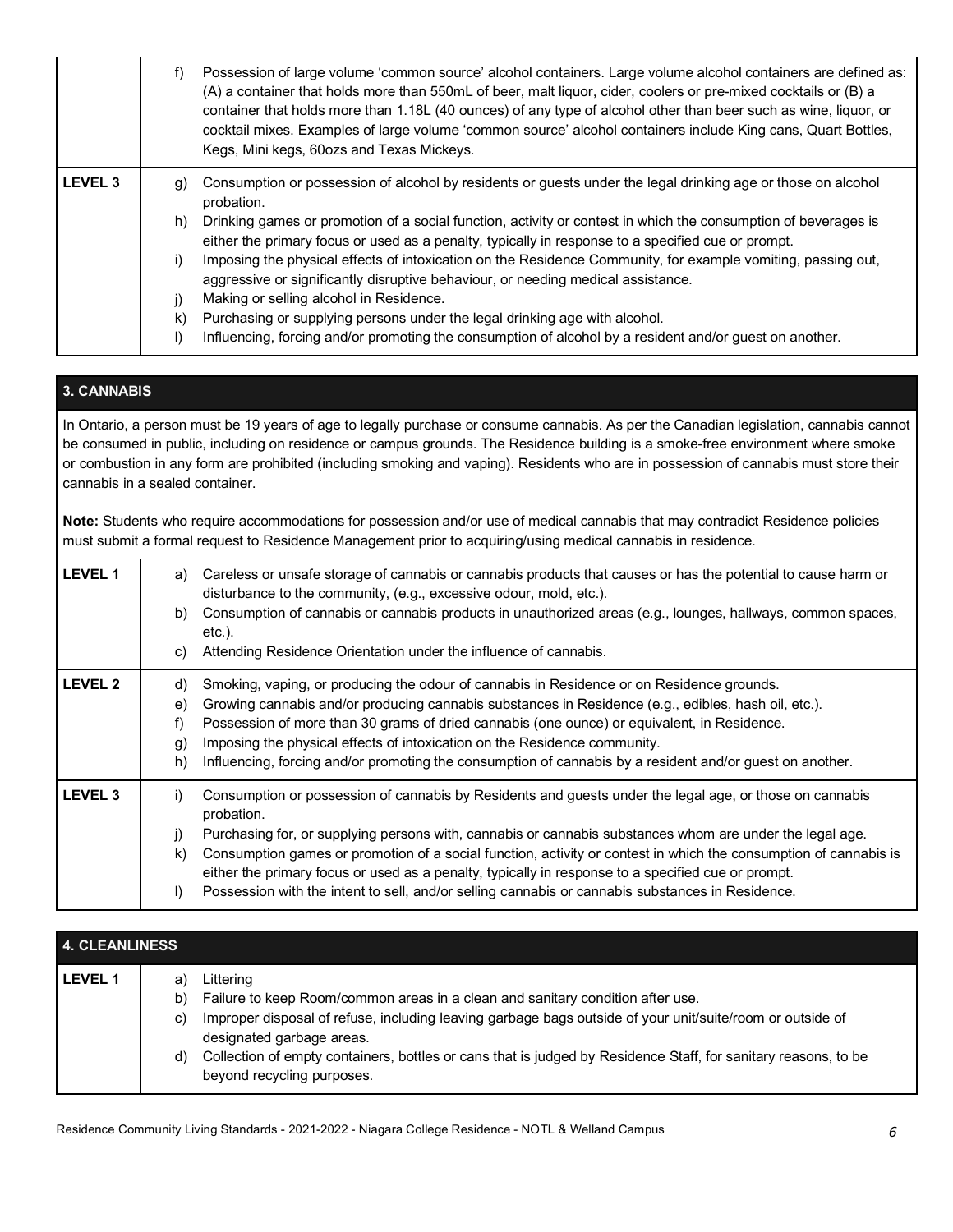| | |
|---|---|
| | f) Possession of large volume 'common source' alcohol containers. Large volume alcohol containers are defined as: (A) a container that holds more than 550mL of beer, malt liquor, cider, coolers or pre-mixed cocktails or (B) a container that holds more than 1.18L (40 ounces) of any type of alcohol other than beer such as wine, liquor, or cocktail mixes. Examples of large volume 'common source' alcohol containers include King cans, Quart Bottles, Kegs, Mini kegs, 60ozs and Texas Mickeys. |
| **LEVEL 3** | g) Consumption or possession of alcohol by residents or guests under the legal drinking age or those on alcohol probation.<br>h) Drinking games or promotion of a social function, activity or contest in which the consumption of beverages is either the primary focus or used as a penalty, typically in response to a specified cue or prompt.<br>i) Imposing the physical effects of intoxication on the Residence Community, for example vomiting, passing out, aggressive or significantly disruptive behaviour, or needing medical assistance.<br>j) Making or selling alcohol in Residence.<br>k) Purchasing or supplying persons under the legal drinking age with alcohol.<br>l) Influencing, forcing and/or promoting the consumption of alcohol by a resident and/or guest on another. |

## 3. CANNABIS

In Ontario, a person must be 19 years of age to legally purchase or consume cannabis. As per the Canadian legislation, cannabis cannot be consumed in public, including on residence or campus grounds. The Residence building is a smoke-free environment where smoke or combustion in any form are prohibited (including smoking and vaping). Residents who are in possession of cannabis must store their cannabis in a sealed container.

**Note:** Students who require accommodations for possession and/or use of medical cannabis that may contradict Residence policies must submit a formal request to Residence Management prior to acquiring/using medical cannabis in residence.

| | |
|---|---|
| **LEVEL 1** | a) Careless or unsafe storage of cannabis or cannabis products that causes or has the potential to cause harm or disturbance to the community, (e.g., excessive odour, mold, etc.).<br>b) Consumption of cannabis or cannabis products in unauthorized areas (e.g., lounges, hallways, common spaces, etc.).<br>c) Attending Residence Orientation under the influence of cannabis. |
| **LEVEL 2** | d) Smoking, vaping, or producing the odour of cannabis in Residence or on Residence grounds.<br>e) Growing cannabis and/or producing cannabis substances in Residence (e.g., edibles, hash oil, etc.).<br>f) Possession of more than 30 grams of dried cannabis (one ounce) or equivalent, in Residence.<br>g) Imposing the physical effects of intoxication on the Residence community.<br>h) Influencing, forcing and/or promoting the consumption of cannabis by a resident and/or guest on another. |
| **LEVEL 3** | i) Consumption or possession of cannabis by Residents and guests under the legal age, or those on cannabis probation.<br>j) Purchasing for, or supplying persons with, cannabis or cannabis substances whom are under the legal age.<br>k) Consumption games or promotion of a social function, activity or contest in which the consumption of cannabis is either the primary focus or used as a penalty, typically in response to a specified cue or prompt.<br>l) Possession with the intent to sell, and/or selling cannabis or cannabis substances in Residence. |

## 4. CLEANLINESS

| | |
|---|---|
| **LEVEL 1** | a) Littering<br>b) Failure to keep Room/common areas in a clean and sanitary condition after use.<br>c) Improper disposal of refuse, including leaving garbage bags outside of your unit/suite/room or outside of designated garbage areas.<br>d) Collection of empty containers, bottles or cans that is judged by Residence Staff, for sanitary reasons, to be beyond recycling purposes. |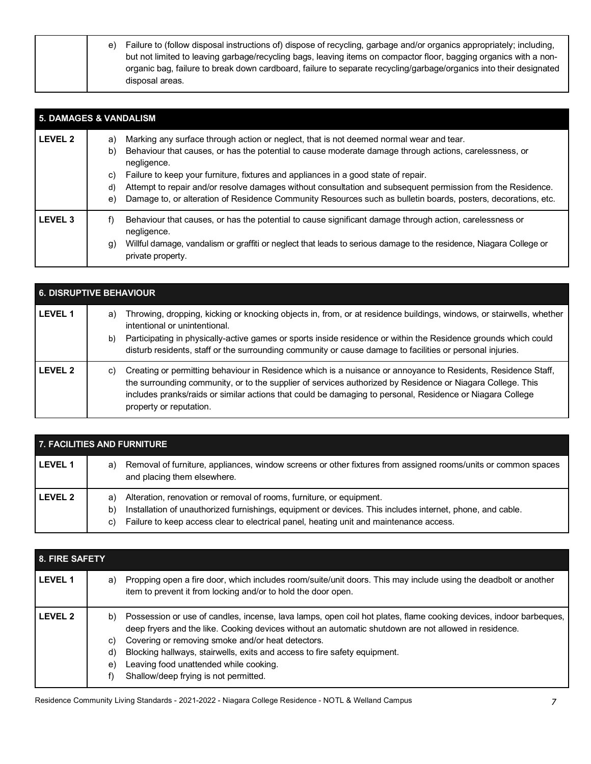| | |
|---|---|
| | e) Failure to (follow disposal instructions of) dispose of recycling, garbage and/or organics appropriately; including, but not limited to leaving garbage/recycling bags, leaving items on compactor floor, bagging organics with a non-organic bag, failure to break down cardboard, failure to separate recycling/garbage/organics into their designated disposal areas. |

| **5. DAMAGES & VANDALISM** | |
|---|---|
| **LEVEL 2** | a) Marking any surface through action or neglect, that is not deemed normal wear and tear.<br>b) Behaviour that causes, or has the potential to cause moderate damage through actions, carelessness, or negligence.<br>c) Failure to keep your furniture, fixtures and appliances in a good state of repair.<br>d) Attempt to repair and/or resolve damages without consultation and subsequent permission from the Residence.<br>e) Damage to, or alteration of Residence Community Resources such as bulletin boards, posters, decorations, etc. |
| **LEVEL 3** | f) Behaviour that causes, or has the potential to cause significant damage through action, carelessness or negligence.<br>g) Willful damage, vandalism or graffiti or neglect that leads to serious damage to the residence, Niagara College or private property. |

| **6. DISRUPTIVE BEHAVIOUR** | |
|---|---|
| **LEVEL 1** | a) Throwing, dropping, kicking or knocking objects in, from, or at residence buildings, windows, or stairwells, whether intentional or unintentional.<br>b) Participating in physically-active games or sports inside residence or within the Residence grounds which could disturb residents, staff or the surrounding community or cause damage to facilities or personal injuries. |
| **LEVEL 2** | c) Creating or permitting behaviour in Residence which is a nuisance or annoyance to Residents, Residence Staff, the surrounding community, or to the supplier of services authorized by Residence or Niagara College. This includes pranks/raids or similar actions that could be damaging to personal, Residence or Niagara College property or reputation. |

| **7. FACILITIES AND FURNITURE** | |
|---|---|
| **LEVEL 1** | a) Removal of furniture, appliances, window screens or other fixtures from assigned rooms/units or common spaces and placing them elsewhere. |
| **LEVEL 2** | a) Alteration, renovation or removal of rooms, furniture, or equipment.<br>b) Installation of unauthorized furnishings, equipment or devices. This includes internet, phone, and cable.<br>c) Failure to keep access clear to electrical panel, heating unit and maintenance access. |

| **8. FIRE SAFETY** | |
|---|---|
| **LEVEL 1** | a) Propping open a fire door, which includes room/suite/unit doors. This may include using the deadbolt or another item to prevent it from locking and/or to hold the door open. |
| **LEVEL 2** | b) Possession or use of candles, incense, lava lamps, open coil hot plates, flame cooking devices, indoor barbeques, deep fryers and the like. Cooking devices without an automatic shutdown are not allowed in residence.<br>c) Covering or removing smoke and/or heat detectors.<br>d) Blocking hallways, stairwells, exits and access to fire safety equipment.<br>e) Leaving food unattended while cooking.<br>f) Shallow/deep frying is not permitted. |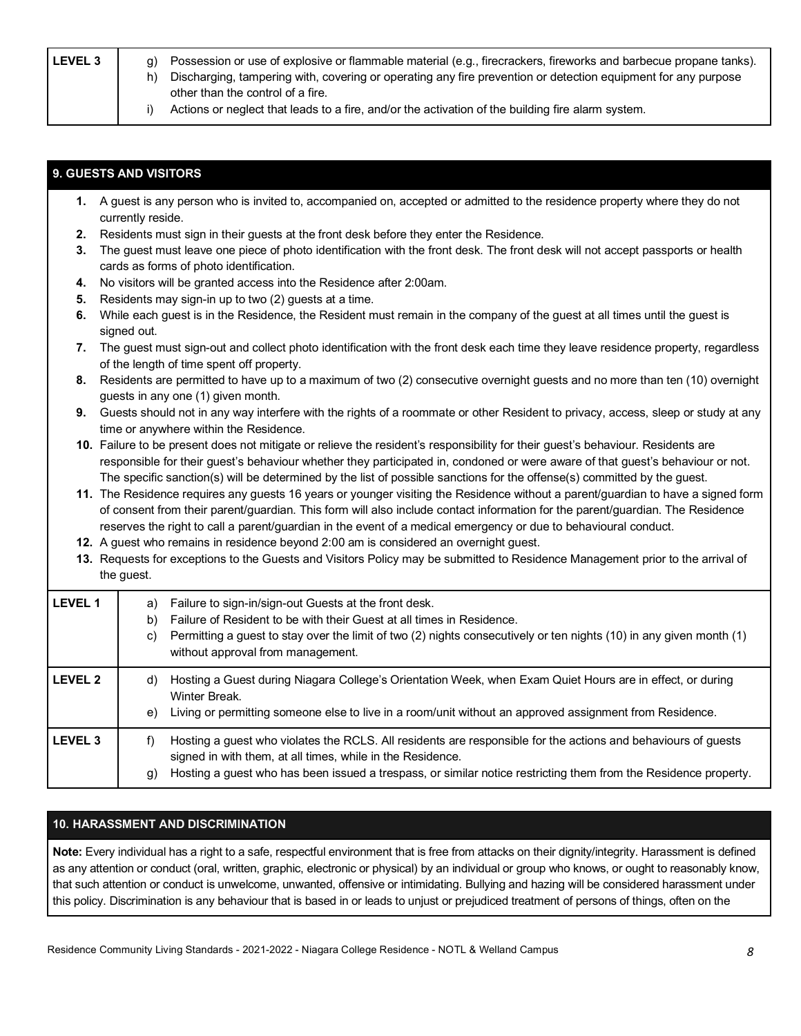| | |
|---|---|
| **LEVEL 3** | g) Possession or use of explosive or flammable material (e.g., firecrackers, fireworks and barbecue propane tanks).<br>h) Discharging, tampering with, covering or operating any fire prevention or detection equipment for any purpose other than the control of a fire.<br>i) Actions or neglect that leads to a fire, and/or the activation of the building fire alarm system. |

## 9. GUESTS AND VISITORS

1. A guest is any person who is invited to, accompanied on, accepted or admitted to the residence property where they do not currently reside.
2. Residents must sign in their guests at the front desk before they enter the Residence.
3. The guest must leave one piece of photo identification with the front desk. The front desk will not accept passports or health cards as forms of photo identification.
4. No visitors will be granted access into the Residence after 2:00am.
5. Residents may sign-in up to two (2) guests at a time.
6. While each guest is in the Residence, the Resident must remain in the company of the guest at all times until the guest is signed out.
7. The guest must sign-out and collect photo identification with the front desk each time they leave residence property, regardless of the length of time spent off property.
8. Residents are permitted to have up to a maximum of two (2) consecutive overnight guests and no more than ten (10) overnight guests in any one (1) given month.
9. Guests should not in any way interfere with the rights of a roommate or other Resident to privacy, access, sleep or study at any time or anywhere within the Residence.
10. Failure to be present does not mitigate or relieve the resident's responsibility for their guest's behaviour. Residents are responsible for their guest's behaviour whether they participated in, condoned or were aware of that guest's behaviour or not. The specific sanction(s) will be determined by the list of possible sanctions for the offense(s) committed by the guest.
11. The Residence requires any guests 16 years or younger visiting the Residence without a parent/guardian to have a signed form of consent from their parent/guardian. This form will also include contact information for the parent/guardian. The Residence reserves the right to call a parent/guardian in the event of a medical emergency or due to behavioural conduct.
12. A guest who remains in residence beyond 2:00 am is considered an overnight guest.
13. Requests for exceptions to the Guests and Visitors Policy may be submitted to Residence Management prior to the arrival of the guest.

| | |
|---|---|
| **LEVEL 1** | a) Failure to sign-in/sign-out Guests at the front desk.<br>b) Failure of Resident to be with their Guest at all times in Residence.<br>c) Permitting a guest to stay over the limit of two (2) nights consecutively or ten nights (10) in any given month (1) without approval from management. |
| **LEVEL 2** | d) Hosting a Guest during Niagara College's Orientation Week, when Exam Quiet Hours are in effect, or during Winter Break.<br>e) Living or permitting someone else to live in a room/unit without an approved assignment from Residence. |
| **LEVEL 3** | f) Hosting a guest who violates the RCLS. All residents are responsible for the actions and behaviours of guests signed in with them, at all times, while in the Residence.<br>g) Hosting a guest who has been issued a trespass, or similar notice restricting them from the Residence property. |

## 10. HARASSMENT AND DISCRIMINATION

**Note:** Every individual has a right to a safe, respectful environment that is free from attacks on their dignity/integrity. Harassment is defined as any attention or conduct (oral, written, graphic, electronic or physical) by an individual or group who knows, or ought to reasonably know, that such attention or conduct is unwelcome, unwanted, offensive or intimidating. Bullying and hazing will be considered harassment under this policy. Discrimination is any behaviour that is based in or leads to unjust or prejudiced treatment of persons of things, often on the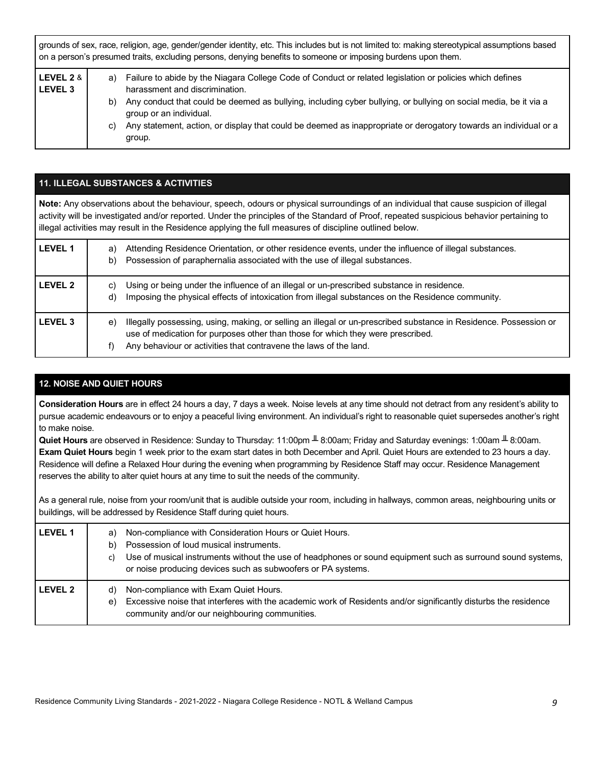grounds of sex, race, religion, age, gender/gender identity, etc. This includes but is not limited to: making stereotypical assumptions based on a person's presumed traits, excluding persons, denying benefits to someone or imposing burdens upon them.

| | |
|---|---|
| **LEVEL 2** & **LEVEL 3** | a) Failure to abide by the Niagara College Code of Conduct or related legislation or policies which defines harassment and discrimination.<br>b) Any conduct that could be deemed as bullying, including cyber bullying, or bullying on social media, be it via a group or an individual.<br>c) Any statement, action, or display that could be deemed as inappropriate or derogatory towards an individual or a group. |

## 11. ILLEGAL SUBSTANCES & ACTIVITIES

**Note:** Any observations about the behaviour, speech, odours or physical surroundings of an individual that cause suspicion of illegal activity will be investigated and/or reported. Under the principles of the Standard of Proof, repeated suspicious behavior pertaining to illegal activities may result in the Residence applying the full measures of discipline outlined below.

| | |
|---|---|
| **LEVEL 1** | a) Attending Residence Orientation, or other residence events, under the influence of illegal substances.<br>b) Possession of paraphernalia associated with the use of illegal substances. |
| **LEVEL 2** | c) Using or being under the influence of an illegal or un-prescribed substance in residence.<br>d) Imposing the physical effects of intoxication from illegal substances on the Residence community. |
| **LEVEL 3** | e) Illegally possessing, using, making, or selling an illegal or un-prescribed substance in Residence. Possession or use of medication for purposes other than those for which they were prescribed.<br>f) Any behaviour or activities that contravene the laws of the land. |

## 12. NOISE AND QUIET HOURS

**Consideration Hours** are in effect 24 hours a day, 7 days a week. Noise levels at any time should not detract from any resident's ability to pursue academic endeavours or to enjoy a peaceful living environment. An individual's right to reasonable quiet supersedes another's right to make noise.

**Quiet Hours** are observed in Residence: Sunday to Thursday: 11:00pm – 8:00am; Friday and Saturday evenings: 1:00am – 8:00am.
**Exam Quiet Hours** begin 1 week prior to the exam start dates in both December and April. Quiet Hours are extended to 23 hours a day. Residence will define a Relaxed Hour during the evening when programming by Residence Staff may occur. Residence Management reserves the ability to alter quiet hours at any time to suit the needs of the community.

As a general rule, noise from your room/unit that is audible outside your room, including in hallways, common areas, neighbouring units or buildings, will be addressed by Residence Staff during quiet hours.

| | |
|---|---|
| **LEVEL 1** | a) Non-compliance with Consideration Hours or Quiet Hours.<br>b) Possession of loud musical instruments.<br>c) Use of musical instruments without the use of headphones or sound equipment such as surround sound systems, or noise producing devices such as subwoofers or PA systems. |
| **LEVEL 2** | d) Non-compliance with Exam Quiet Hours.<br>e) Excessive noise that interferes with the academic work of Residents and/or significantly disturbs the residence community and/or our neighbouring communities. |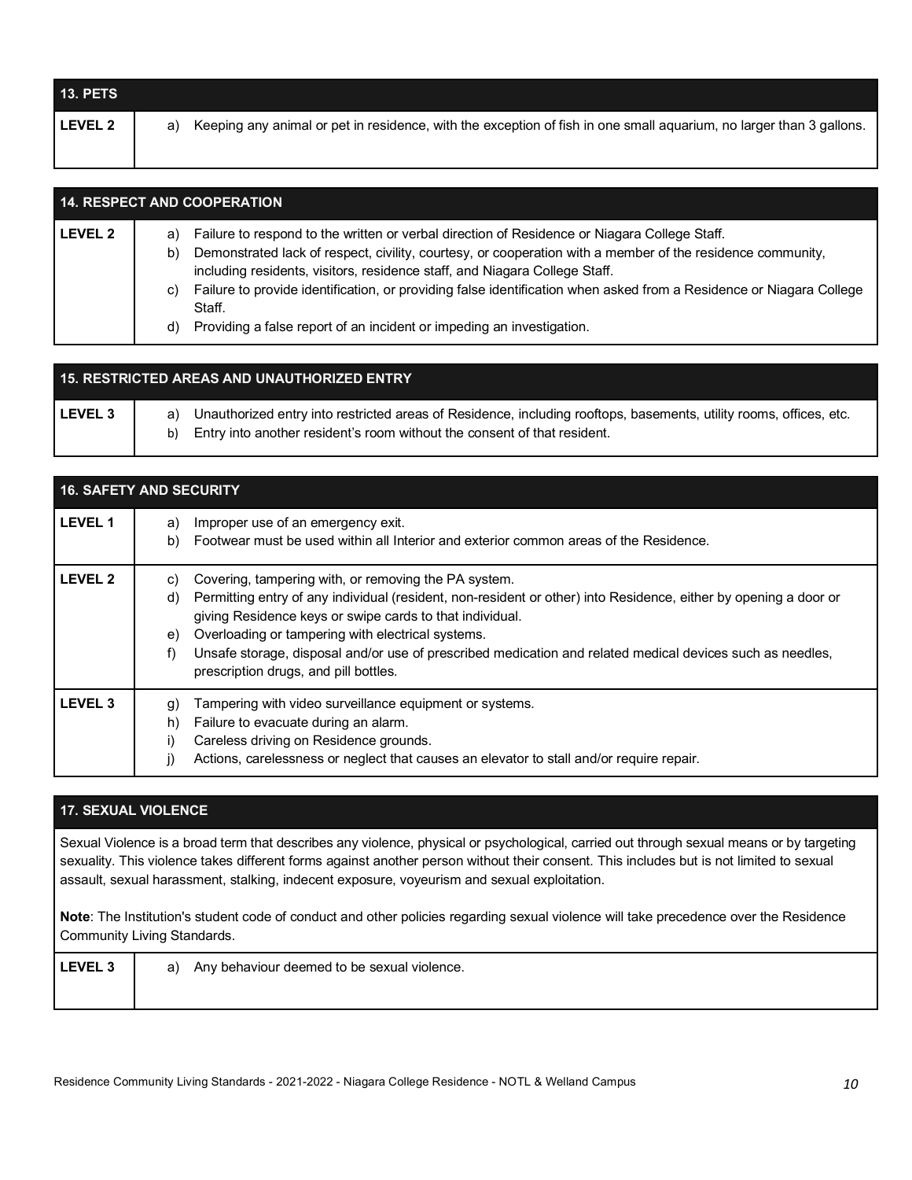| 13. PETS | |
|---|---|
| LEVEL 2 | a) Keeping any animal or pet in residence, with the exception of fish in one small aquarium, no larger than 3 gallons. |

| 14. RESPECT AND COOPERATION | |
|---|---|
| LEVEL 2 | a) Failure to respond to the written or verbal direction of Residence or Niagara College Staff.<br>b) Demonstrated lack of respect, civility, courtesy, or cooperation with a member of the residence community, including residents, visitors, residence staff, and Niagara College Staff.<br>c) Failure to provide identification, or providing false identification when asked from a Residence or Niagara College Staff.<br>d) Providing a false report of an incident or impeding an investigation. |

| 15. RESTRICTED AREAS AND UNAUTHORIZED ENTRY | |
|---|---|
| LEVEL 3 | a) Unauthorized entry into restricted areas of Residence, including rooftops, basements, utility rooms, offices, etc.<br>b) Entry into another resident's room without the consent of that resident. |

| 16. SAFETY AND SECURITY | |
|---|---|
| LEVEL 1 | a) Improper use of an emergency exit.<br>b) Footwear must be used within all Interior and exterior common areas of the Residence. |
| LEVEL 2 | c) Covering, tampering with, or removing the PA system.<br>d) Permitting entry of any individual (resident, non-resident or other) into Residence, either by opening a door or giving Residence keys or swipe cards to that individual.<br>e) Overloading or tampering with electrical systems.<br>f) Unsafe storage, disposal and/or use of prescribed medication and related medical devices such as needles, prescription drugs, and pill bottles. |
| LEVEL 3 | g) Tampering with video surveillance equipment or systems.<br>h) Failure to evacuate during an alarm.<br>i) Careless driving on Residence grounds.<br>j) Actions, carelessness or neglect that causes an elevator to stall and/or require repair. |

**17. SEXUAL VIOLENCE**

Sexual Violence is a broad term that describes any violence, physical or psychological, carried out through sexual means or by targeting sexuality. This violence takes different forms against another person without their consent. This includes but is not limited to sexual assault, sexual harassment, stalking, indecent exposure, voyeurism and sexual exploitation.

**Note**: The Institution's student code of conduct and other policies regarding sexual violence will take precedence over the Residence Community Living Standards.

| LEVEL 3 | a) Any behaviour deemed to be sexual violence. |
|---|---|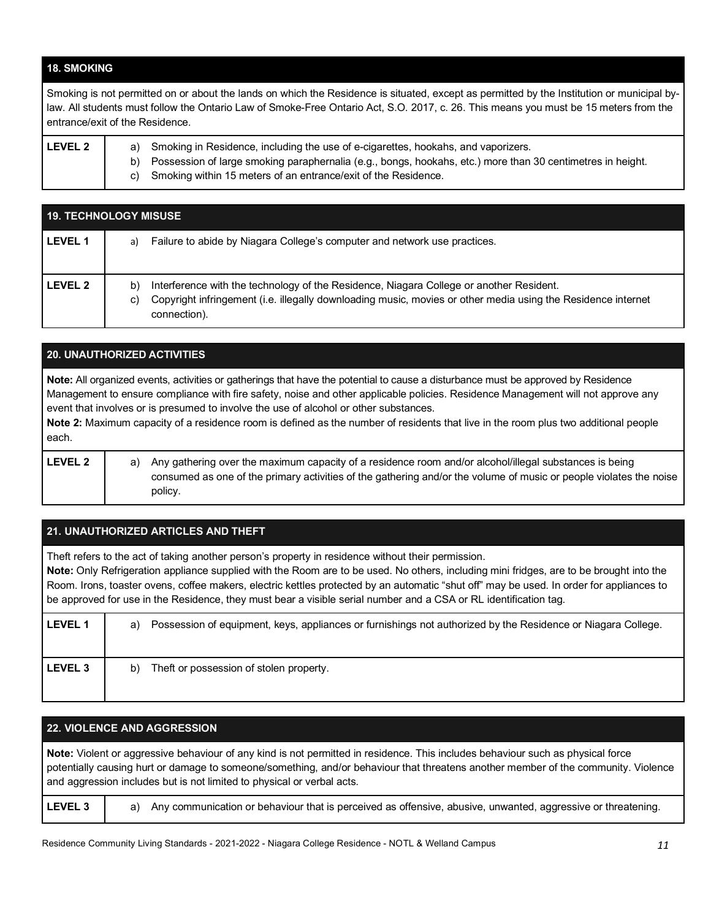## 18. SMOKING

Smoking is not permitted on or about the lands on which the Residence is situated, except as permitted by the Institution or municipal by-law. All students must follow the Ontario Law of Smoke-Free Ontario Act, S.O. 2017, c. 26. This means you must be 15 meters from the entrance/exit of the Residence.

| | |
|---|---|
| **LEVEL 2** | a) Smoking in Residence, including the use of e-cigarettes, hookahs, and vaporizers.<br>b) Possession of large smoking paraphernalia (e.g., bongs, hookahs, etc.) more than 30 centimetres in height.<br>c) Smoking within 15 meters of an entrance/exit of the Residence. |

## 19. TECHNOLOGY MISUSE

| | |
|---|---|
| **LEVEL 1** | a) Failure to abide by Niagara College's computer and network use practices. |
| **LEVEL 2** | b) Interference with the technology of the Residence, Niagara College or another Resident.<br>c) Copyright infringement (i.e. illegally downloading music, movies or other media using the Residence internet connection). |

## 20. UNAUTHORIZED ACTIVITIES

**Note:** All organized events, activities or gatherings that have the potential to cause a disturbance must be approved by Residence Management to ensure compliance with fire safety, noise and other applicable policies. Residence Management will not approve any event that involves or is presumed to involve the use of alcohol or other substances.

**Note 2:** Maximum capacity of a residence room is defined as the number of residents that live in the room plus two additional people each.

| | |
|---|---|
| **LEVEL 2** | a) Any gathering over the maximum capacity of a residence room and/or alcohol/illegal substances is being consumed as one of the primary activities of the gathering and/or the volume of music or people violates the noise policy. |

## 21. UNAUTHORIZED ARTICLES AND THEFT

Theft refers to the act of taking another person's property in residence without their permission.

**Note:** Only Refrigeration appliance supplied with the Room are to be used. No others, including mini fridges, are to be brought into the Room. Irons, toaster ovens, coffee makers, electric kettles protected by an automatic "shut off" may be used. In order for appliances to be approved for use in the Residence, they must bear a visible serial number and a CSA or RL identification tag.

| | |
|---|---|
| **LEVEL 1** | a) Possession of equipment, keys, appliances or furnishings not authorized by the Residence or Niagara College. |
| **LEVEL 3** | b) Theft or possession of stolen property. |

## 22. VIOLENCE AND AGGRESSION

**Note:** Violent or aggressive behaviour of any kind is not permitted in residence. This includes behaviour such as physical force potentially causing hurt or damage to someone/something, and/or behaviour that threatens another member of the community. Violence and aggression includes but is not limited to physical or verbal acts.

| | |
|---|---|
| **LEVEL 3** | a) Any communication or behaviour that is perceived as offensive, abusive, unwanted, aggressive or threatening. |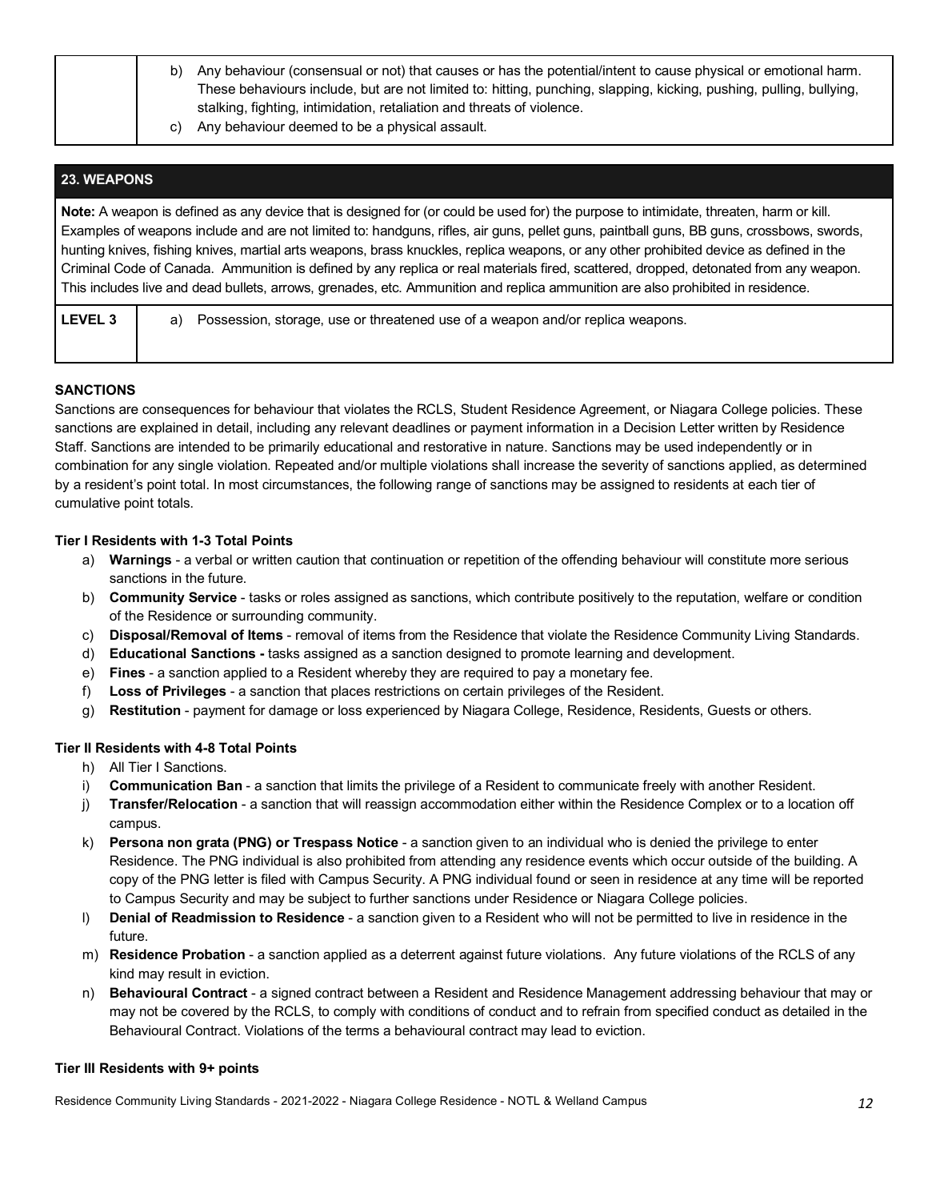| | |
|---|---|
| | b) Any behaviour (consensual or not) that causes or has the potential/intent to cause physical or emotional harm. These behaviours include, but are not limited to: hitting, punching, slapping, kicking, pushing, pulling, bullying, stalking, fighting, intimidation, retaliation and threats of violence.<br>c) Any behaviour deemed to be a physical assault. |

| 23. WEAPONS | |
|---|---|
| **Note:** A weapon is defined as any device that is designed for (or could be used for) the purpose to intimidate, threaten, harm or kill. Examples of weapons include and are not limited to: handguns, rifles, air guns, pellet guns, paintball guns, BB guns, crossbows, swords, hunting knives, fishing knives, martial arts weapons, brass knuckles, replica weapons, or any other prohibited device as defined in the Criminal Code of Canada. Ammunition is defined by any replica or real materials fired, scattered, dropped, detonated from any weapon. This includes live and dead bullets, arrows, grenades, etc. Ammunition and replica ammunition are also prohibited in residence. | |
| **LEVEL 3** | a) Possession, storage, use or threatened use of a weapon and/or replica weapons. |

**SANCTIONS**

Sanctions are consequences for behaviour that violates the RCLS, Student Residence Agreement, or Niagara College policies. These sanctions are explained in detail, including any relevant deadlines or payment information in a Decision Letter written by Residence Staff. Sanctions are intended to be primarily educational and restorative in nature. Sanctions may be used independently or in combination for any single violation. Repeated and/or multiple violations shall increase the severity of sanctions applied, as determined by a resident's point total. In most circumstances, the following range of sanctions may be assigned to residents at each tier of cumulative point totals.

**Tier I Residents with 1-3 Total Points**

a) **Warnings** - a verbal or written caution that continuation or repetition of the offending behaviour will constitute more serious sanctions in the future.
b) **Community Service** - tasks or roles assigned as sanctions, which contribute positively to the reputation, welfare or condition of the Residence or surrounding community.
c) **Disposal/Removal of Items** - removal of items from the Residence that violate the Residence Community Living Standards.
d) **Educational Sanctions -** tasks assigned as a sanction designed to promote learning and development.
e) **Fines** - a sanction applied to a Resident whereby they are required to pay a monetary fee.
f) **Loss of Privileges** - a sanction that places restrictions on certain privileges of the Resident.
g) **Restitution** - payment for damage or loss experienced by Niagara College, Residence, Residents, Guests or others.

**Tier II Residents with 4-8 Total Points**

h) All Tier I Sanctions.
i) **Communication Ban** - a sanction that limits the privilege of a Resident to communicate freely with another Resident.
j) **Transfer/Relocation** - a sanction that will reassign accommodation either within the Residence Complex or to a location off campus.
k) **Persona non grata (PNG) or Trespass Notice** - a sanction given to an individual who is denied the privilege to enter Residence. The PNG individual is also prohibited from attending any residence events which occur outside of the building. A copy of the PNG letter is filed with Campus Security. A PNG individual found or seen in residence at any time will be reported to Campus Security and may be subject to further sanctions under Residence or Niagara College policies.
l) **Denial of Readmission to Residence** - a sanction given to a Resident who will not be permitted to live in residence in the future.
m) **Residence Probation** - a sanction applied as a deterrent against future violations. Any future violations of the RCLS of any kind may result in eviction.
n) **Behavioural Contract** - a signed contract between a Resident and Residence Management addressing behaviour that may or may not be covered by the RCLS, to comply with conditions of conduct and to refrain from specified conduct as detailed in the Behavioural Contract. Violations of the terms a behavioural contract may lead to eviction.

**Tier III Residents with 9+ points**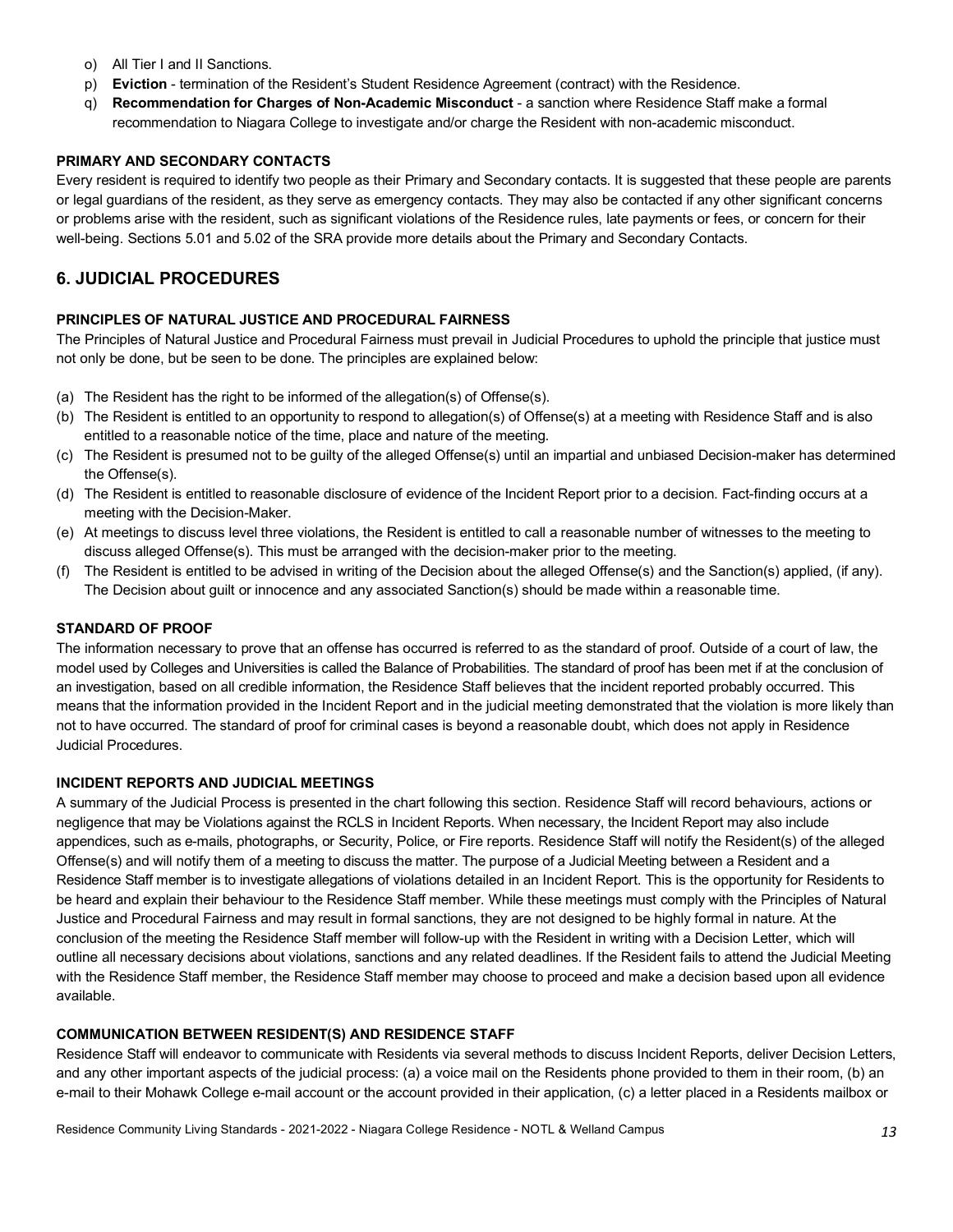o) All Tier I and II Sanctions.
p) **Eviction** - termination of the Resident's Student Residence Agreement (contract) with the Residence.
q) **Recommendation for Charges of Non-Academic Misconduct** - a sanction where Residence Staff make a formal recommendation to Niagara College to investigate and/or charge the Resident with non-academic misconduct.

**PRIMARY AND SECONDARY CONTACTS**

Every resident is required to identify two people as their Primary and Secondary contacts. It is suggested that these people are parents or legal guardians of the resident, as they serve as emergency contacts. They may also be contacted if any other significant concerns or problems arise with the resident, such as significant violations of the Residence rules, late payments or fees, or concern for their well-being. Sections 5.01 and 5.02 of the SRA provide more details about the Primary and Secondary Contacts.

## 6. JUDICIAL PROCEDURES

**PRINCIPLES OF NATURAL JUSTICE AND PROCEDURAL FAIRNESS**

The Principles of Natural Justice and Procedural Fairness must prevail in Judicial Procedures to uphold the principle that justice must not only be done, but be seen to be done. The principles are explained below:

(a) The Resident has the right to be informed of the allegation(s) of Offense(s).
(b) The Resident is entitled to an opportunity to respond to allegation(s) of Offense(s) at a meeting with Residence Staff and is also entitled to a reasonable notice of the time, place and nature of the meeting.
(c) The Resident is presumed not to be guilty of the alleged Offense(s) until an impartial and unbiased Decision-maker has determined the Offense(s).
(d) The Resident is entitled to reasonable disclosure of evidence of the Incident Report prior to a decision. Fact-finding occurs at a meeting with the Decision-Maker.
(e) At meetings to discuss level three violations, the Resident is entitled to call a reasonable number of witnesses to the meeting to discuss alleged Offense(s). This must be arranged with the decision-maker prior to the meeting.
(f) The Resident is entitled to be advised in writing of the Decision about the alleged Offense(s) and the Sanction(s) applied, (if any). The Decision about guilt or innocence and any associated Sanction(s) should be made within a reasonable time.

**STANDARD OF PROOF**

The information necessary to prove that an offense has occurred is referred to as the standard of proof. Outside of a court of law, the model used by Colleges and Universities is called the Balance of Probabilities. The standard of proof has been met if at the conclusion of an investigation, based on all credible information, the Residence Staff believes that the incident reported probably occurred. This means that the information provided in the Incident Report and in the judicial meeting demonstrated that the violation is more likely than not to have occurred. The standard of proof for criminal cases is beyond a reasonable doubt, which does not apply in Residence Judicial Procedures.

**INCIDENT REPORTS AND JUDICIAL MEETINGS**

A summary of the Judicial Process is presented in the chart following this section. Residence Staff will record behaviours, actions or negligence that may be Violations against the RCLS in Incident Reports. When necessary, the Incident Report may also include appendices, such as e-mails, photographs, or Security, Police, or Fire reports. Residence Staff will notify the Resident(s) of the alleged Offense(s) and will notify them of a meeting to discuss the matter. The purpose of a Judicial Meeting between a Resident and a Residence Staff member is to investigate allegations of violations detailed in an Incident Report. This is the opportunity for Residents to be heard and explain their behaviour to the Residence Staff member. While these meetings must comply with the Principles of Natural Justice and Procedural Fairness and may result in formal sanctions, they are not designed to be highly formal in nature. At the conclusion of the meeting the Residence Staff member will follow-up with the Resident in writing with a Decision Letter, which will outline all necessary decisions about violations, sanctions and any related deadlines. If the Resident fails to attend the Judicial Meeting with the Residence Staff member, the Residence Staff member may choose to proceed and make a decision based upon all evidence available.

**COMMUNICATION BETWEEN RESIDENT(S) AND RESIDENCE STAFF**

Residence Staff will endeavor to communicate with Residents via several methods to discuss Incident Reports, deliver Decision Letters, and any other important aspects of the judicial process: (a) a voice mail on the Residents phone provided to them in their room, (b) an e-mail to their Mohawk College e-mail account or the account provided in their application, (c) a letter placed in a Residents mailbox or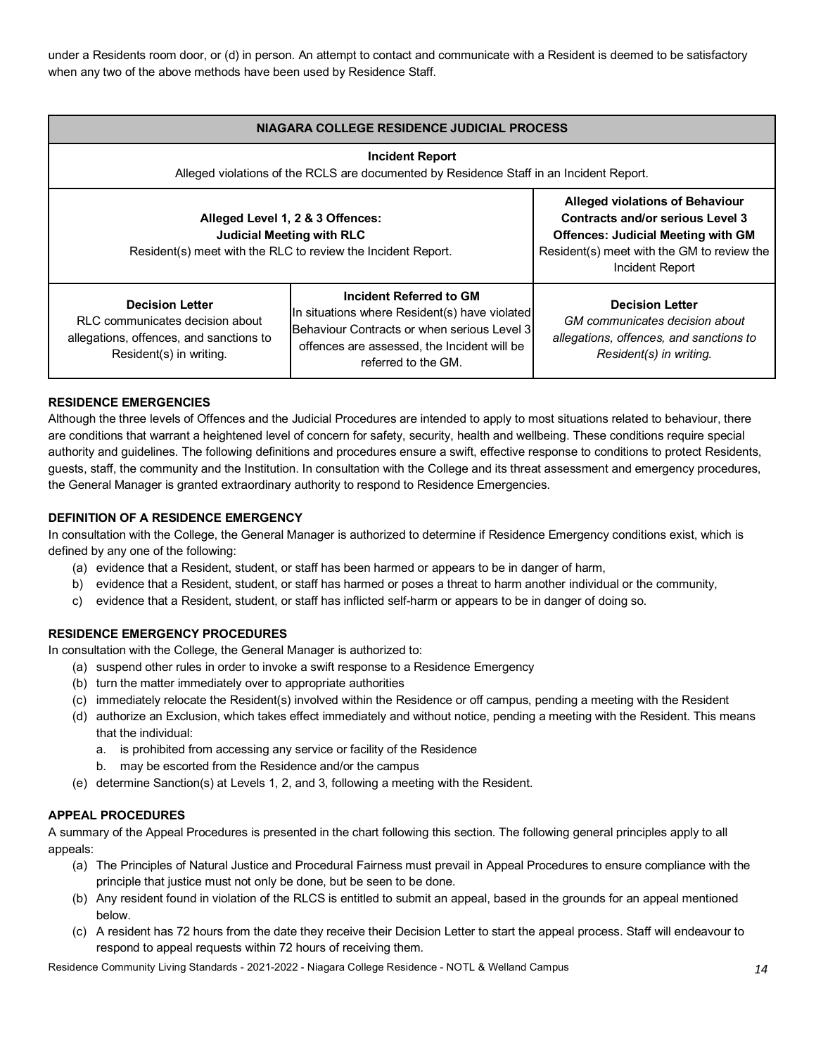under a Residents room door, or (d) in person. An attempt to contact and communicate with a Resident is deemed to be satisfactory when any two of the above methods have been used by Residence Staff.

| NIAGARA COLLEGE RESIDENCE JUDICIAL PROCESS | | |
|---|---|---|
| **Incident Report**<br>Alleged violations of the RCLS are documented by Residence Staff in an Incident Report. | | |
| **Alleged Level 1, 2 & 3 Offences: Judicial Meeting with RLC**<br>Resident(s) meet with the RLC to review the Incident Report. | | **Alleged violations of Behaviour Contracts and/or serious Level 3 Offences: Judicial Meeting with GM**<br>Resident(s) meet with the GM to review the Incident Report |
| **Decision Letter**<br>RLC communicates decision about allegations, offences, and sanctions to Resident(s) in writing. | **Incident Referred to GM**<br>In situations where Resident(s) have violated Behaviour Contracts or when serious Level 3 offences are assessed, the Incident will be referred to the GM. | **Decision Letter**<br>*GM communicates decision about allegations, offences, and sanctions to Resident(s) in writing.* |

**RESIDENCE EMERGENCIES**

Although the three levels of Offences and the Judicial Procedures are intended to apply to most situations related to behaviour, there are conditions that warrant a heightened level of concern for safety, security, health and wellbeing. These conditions require special authority and guidelines. The following definitions and procedures ensure a swift, effective response to conditions to protect Residents, guests, staff, the community and the Institution. In consultation with the College and its threat assessment and emergency procedures, the General Manager is granted extraordinary authority to respond to Residence Emergencies.

**DEFINITION OF A RESIDENCE EMERGENCY**

In consultation with the College, the General Manager is authorized to determine if Residence Emergency conditions exist, which is defined by any one of the following:

(a) evidence that a Resident, student, or staff has been harmed or appears to be in danger of harm,
b) evidence that a Resident, student, or staff has harmed or poses a threat to harm another individual or the community,
c) evidence that a Resident, student, or staff has inflicted self-harm or appears to be in danger of doing so.

**RESIDENCE EMERGENCY PROCEDURES**

In consultation with the College, the General Manager is authorized to:

(a) suspend other rules in order to invoke a swift response to a Residence Emergency
(b) turn the matter immediately over to appropriate authorities
(c) immediately relocate the Resident(s) involved within the Residence or off campus, pending a meeting with the Resident
(d) authorize an Exclusion, which takes effect immediately and without notice, pending a meeting with the Resident. This means that the individual:
   a. is prohibited from accessing any service or facility of the Residence
   b. may be escorted from the Residence and/or the campus
(e) determine Sanction(s) at Levels 1, 2, and 3, following a meeting with the Resident.

**APPEAL PROCEDURES**

A summary of the Appeal Procedures is presented in the chart following this section. The following general principles apply to all appeals:

(a) The Principles of Natural Justice and Procedural Fairness must prevail in Appeal Procedures to ensure compliance with the principle that justice must not only be done, but be seen to be done.
(b) Any resident found in violation of the RLCS is entitled to submit an appeal, based in the grounds for an appeal mentioned below.
(c) A resident has 72 hours from the date they receive their Decision Letter to start the appeal process. Staff will endeavour to respond to appeal requests within 72 hours of receiving them.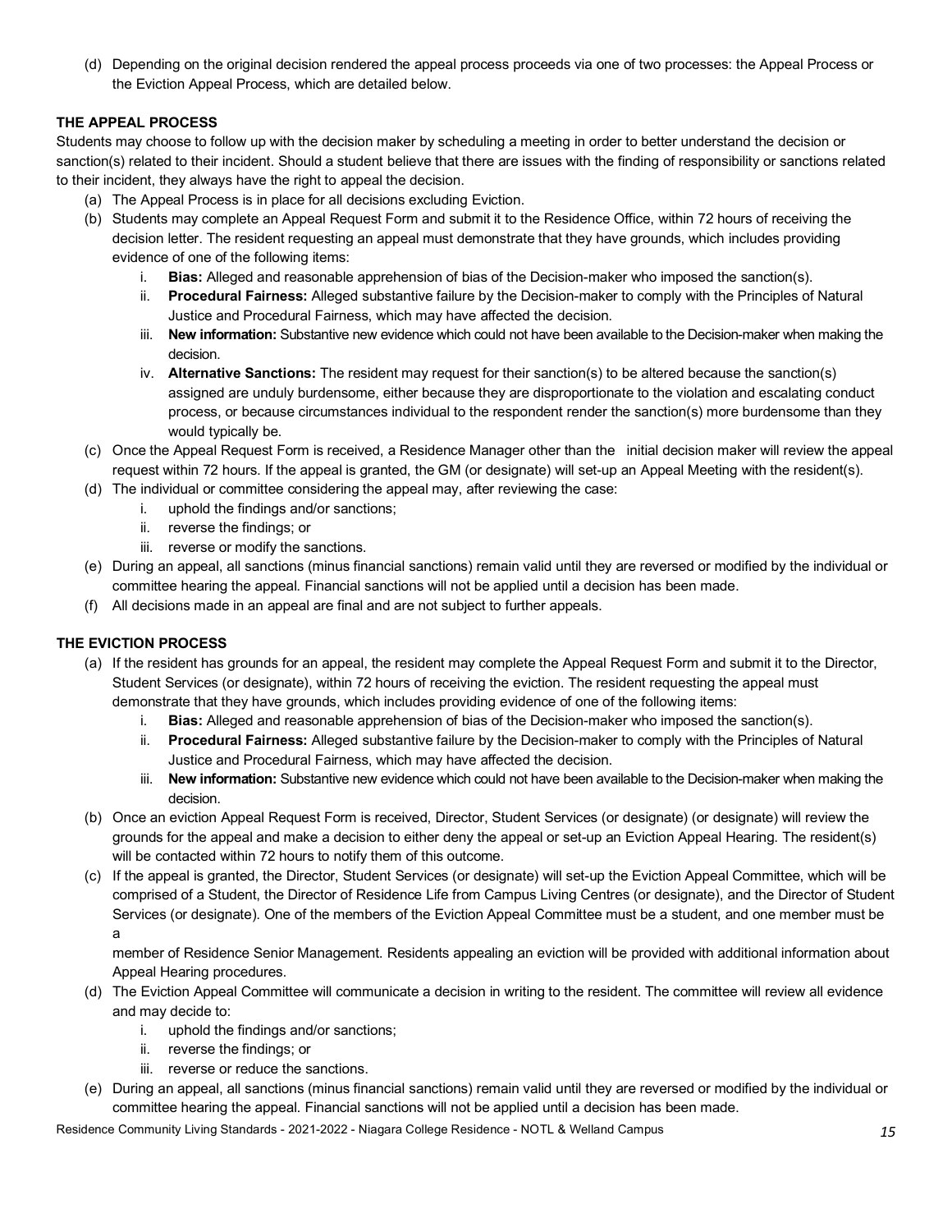(d) Depending on the original decision rendered the appeal process proceeds via one of two processes: the Appeal Process or the Eviction Appeal Process, which are detailed below.

**THE APPEAL PROCESS**

Students may choose to follow up with the decision maker by scheduling a meeting in order to better understand the decision or sanction(s) related to their incident. Should a student believe that there are issues with the finding of responsibility or sanctions related to their incident, they always have the right to appeal the decision.

(a) The Appeal Process is in place for all decisions excluding Eviction.

(b) Students may complete an Appeal Request Form and submit it to the Residence Office, within 72 hours of receiving the decision letter. The resident requesting an appeal must demonstrate that they have grounds, which includes providing evidence of one of the following items:

   i. **Bias:** Alleged and reasonable apprehension of bias of the Decision-maker who imposed the sanction(s).

   ii. **Procedural Fairness:** Alleged substantive failure by the Decision-maker to comply with the Principles of Natural Justice and Procedural Fairness, which may have affected the decision.

   iii. **New information:** Substantive new evidence which could not have been available to the Decision-maker when making the decision.

   iv. **Alternative Sanctions:** The resident may request for their sanction(s) to be altered because the sanction(s) assigned are unduly burdensome, either because they are disproportionate to the violation and escalating conduct process, or because circumstances individual to the respondent render the sanction(s) more burdensome than they would typically be.

(c) Once the Appeal Request Form is received, a Residence Manager other than the initial decision maker will review the appeal request within 72 hours. If the appeal is granted, the GM (or designate) will set-up an Appeal Meeting with the resident(s).

(d) The individual or committee considering the appeal may, after reviewing the case:

   i. uphold the findings and/or sanctions;

   ii. reverse the findings; or

   iii. reverse or modify the sanctions.

(e) During an appeal, all sanctions (minus financial sanctions) remain valid until they are reversed or modified by the individual or committee hearing the appeal. Financial sanctions will not be applied until a decision has been made.

(f) All decisions made in an appeal are final and are not subject to further appeals.

**THE EVICTION PROCESS**

(a) If the resident has grounds for an appeal, the resident may complete the Appeal Request Form and submit it to the Director, Student Services (or designate), within 72 hours of receiving the eviction. The resident requesting the appeal must demonstrate that they have grounds, which includes providing evidence of one of the following items:

   i. **Bias:** Alleged and reasonable apprehension of bias of the Decision-maker who imposed the sanction(s).

   ii. **Procedural Fairness:** Alleged substantive failure by the Decision-maker to comply with the Principles of Natural Justice and Procedural Fairness, which may have affected the decision.

   iii. **New information:** Substantive new evidence which could not have been available to the Decision-maker when making the decision.

(b) Once an eviction Appeal Request Form is received, Director, Student Services (or designate) (or designate) will review the grounds for the appeal and make a decision to either deny the appeal or set-up an Eviction Appeal Hearing. The resident(s) will be contacted within 72 hours to notify them of this outcome.

(c) If the appeal is granted, the Director, Student Services (or designate) will set-up the Eviction Appeal Committee, which will be comprised of a Student, the Director of Residence Life from Campus Living Centres (or designate), and the Director of Student Services (or designate). One of the members of the Eviction Appeal Committee must be a student, and one member must be a member of Residence Senior Management. Residents appealing an eviction will be provided with additional information about Appeal Hearing procedures.

(d) The Eviction Appeal Committee will communicate a decision in writing to the resident. The committee will review all evidence and may decide to:

   i. uphold the findings and/or sanctions;

   ii. reverse the findings; or

   iii. reverse or reduce the sanctions.

(e) During an appeal, all sanctions (minus financial sanctions) remain valid until they are reversed or modified by the individual or committee hearing the appeal. Financial sanctions will not be applied until a decision has been made.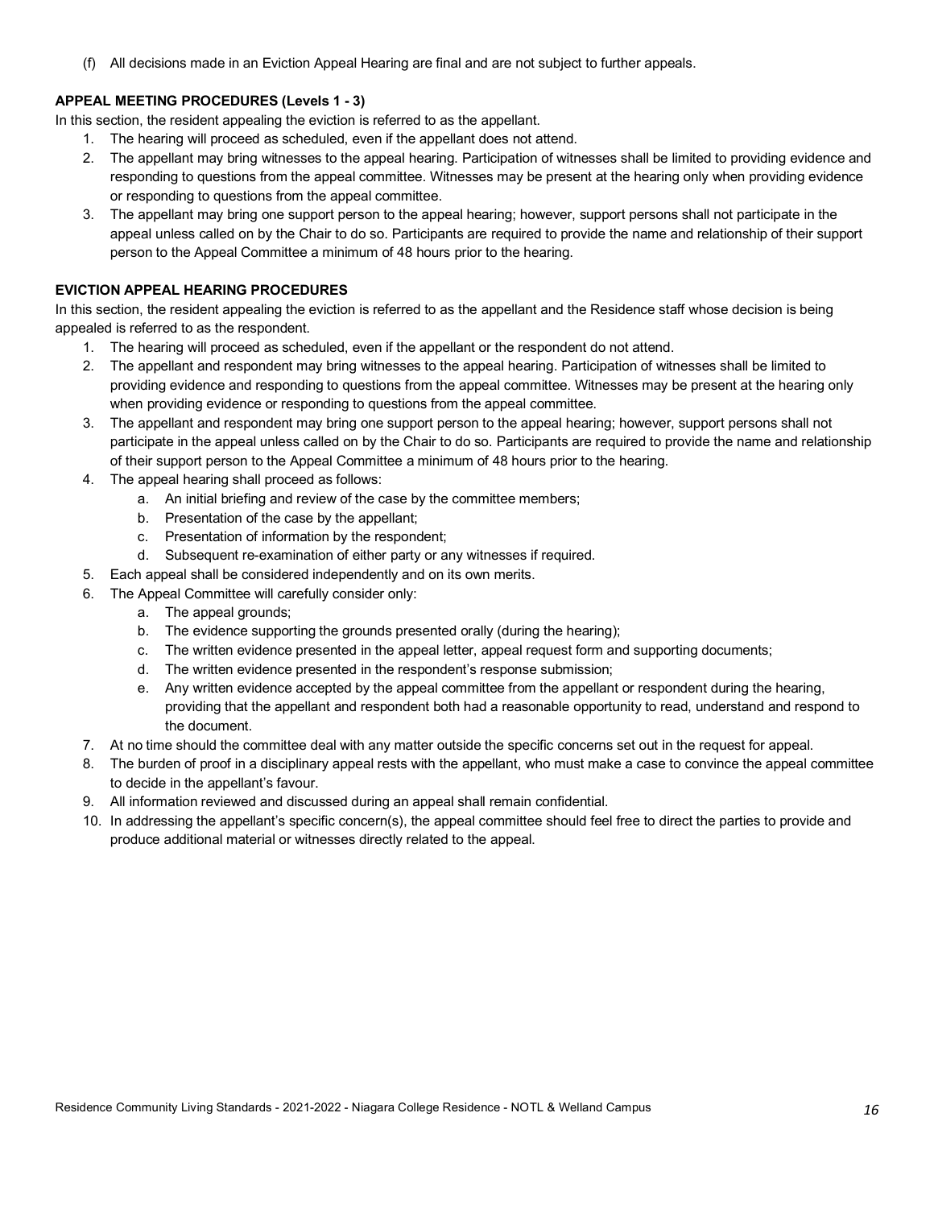(f) All decisions made in an Eviction Appeal Hearing are final and are not subject to further appeals.

**APPEAL MEETING PROCEDURES (Levels 1 - 3)**

In this section, the resident appealing the eviction is referred to as the appellant.

1. The hearing will proceed as scheduled, even if the appellant does not attend.
2. The appellant may bring witnesses to the appeal hearing. Participation of witnesses shall be limited to providing evidence and responding to questions from the appeal committee. Witnesses may be present at the hearing only when providing evidence or responding to questions from the appeal committee.
3. The appellant may bring one support person to the appeal hearing; however, support persons shall not participate in the appeal unless called on by the Chair to do so. Participants are required to provide the name and relationship of their support person to the Appeal Committee a minimum of 48 hours prior to the hearing.

**EVICTION APPEAL HEARING PROCEDURES**

In this section, the resident appealing the eviction is referred to as the appellant and the Residence staff whose decision is being appealed is referred to as the respondent.

1. The hearing will proceed as scheduled, even if the appellant or the respondent do not attend.
2. The appellant and respondent may bring witnesses to the appeal hearing. Participation of witnesses shall be limited to providing evidence and responding to questions from the appeal committee. Witnesses may be present at the hearing only when providing evidence or responding to questions from the appeal committee.
3. The appellant and respondent may bring one support person to the appeal hearing; however, support persons shall not participate in the appeal unless called on by the Chair to do so. Participants are required to provide the name and relationship of their support person to the Appeal Committee a minimum of 48 hours prior to the hearing.
4. The appeal hearing shall proceed as follows:
   a. An initial briefing and review of the case by the committee members;
   b. Presentation of the case by the appellant;
   c. Presentation of information by the respondent;
   d. Subsequent re-examination of either party or any witnesses if required.
5. Each appeal shall be considered independently and on its own merits.
6. The Appeal Committee will carefully consider only:
   a. The appeal grounds;
   b. The evidence supporting the grounds presented orally (during the hearing);
   c. The written evidence presented in the appeal letter, appeal request form and supporting documents;
   d. The written evidence presented in the respondent's response submission;
   e. Any written evidence accepted by the appeal committee from the appellant or respondent during the hearing, providing that the appellant and respondent both had a reasonable opportunity to read, understand and respond to the document.
7. At no time should the committee deal with any matter outside the specific concerns set out in the request for appeal.
8. The burden of proof in a disciplinary appeal rests with the appellant, who must make a case to convince the appeal committee to decide in the appellant's favour.
9. All information reviewed and discussed during an appeal shall remain confidential.
10. In addressing the appellant's specific concern(s), the appeal committee should feel free to direct the parties to provide and produce additional material or witnesses directly related to the appeal.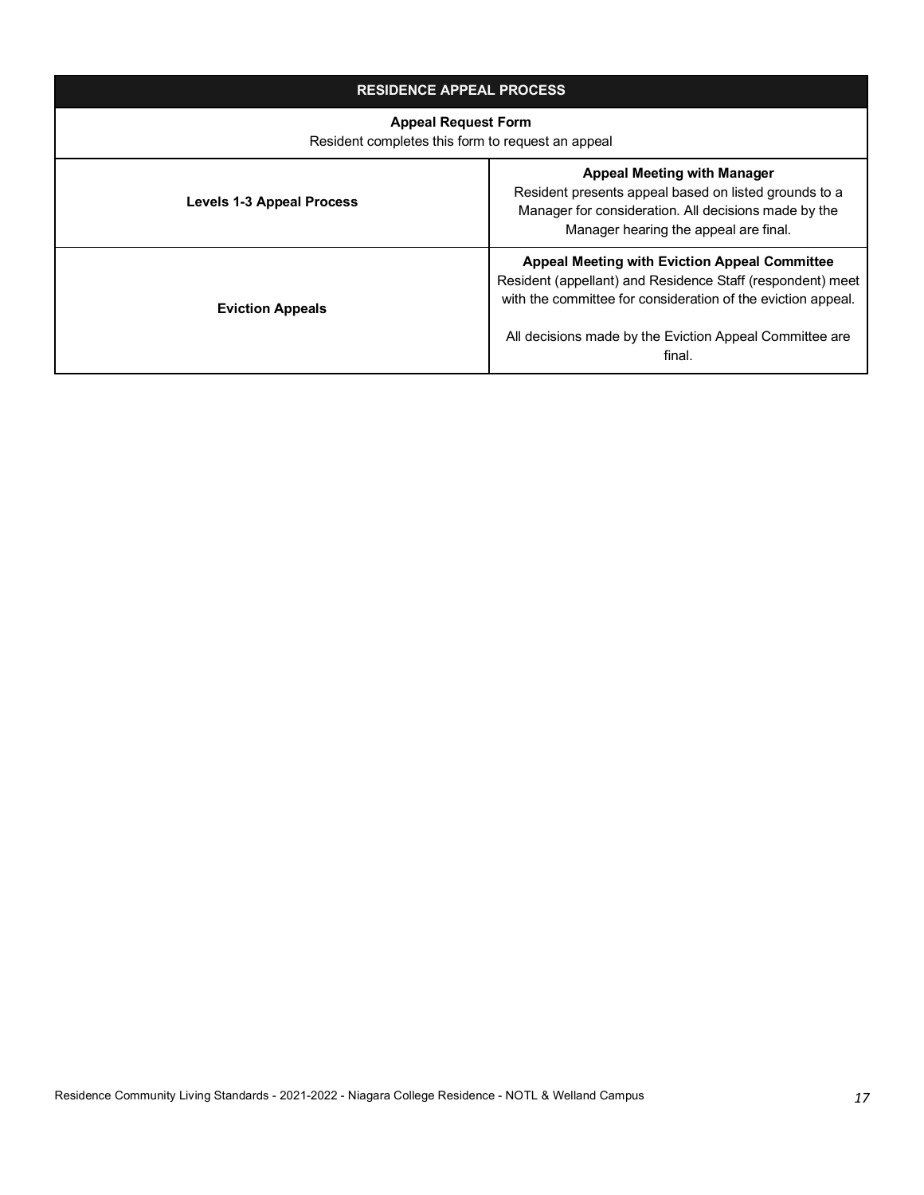| RESIDENCE APPEAL PROCESS | |
|---|---|
| **Appeal Request Form**<br>Resident completes this form to request an appeal | |
| **Levels 1-3 Appeal Process** | **Appeal Meeting with Manager**<br>Resident presents appeal based on listed grounds to a Manager for consideration. All decisions made by the Manager hearing the appeal are final. |
| **Eviction Appeals** | **Appeal Meeting with Eviction Appeal Committee**<br>Resident (appellant) and Residence Staff (respondent) meet with the committee for consideration of the eviction appeal.<br><br>All decisions made by the Eviction Appeal Committee are final. |